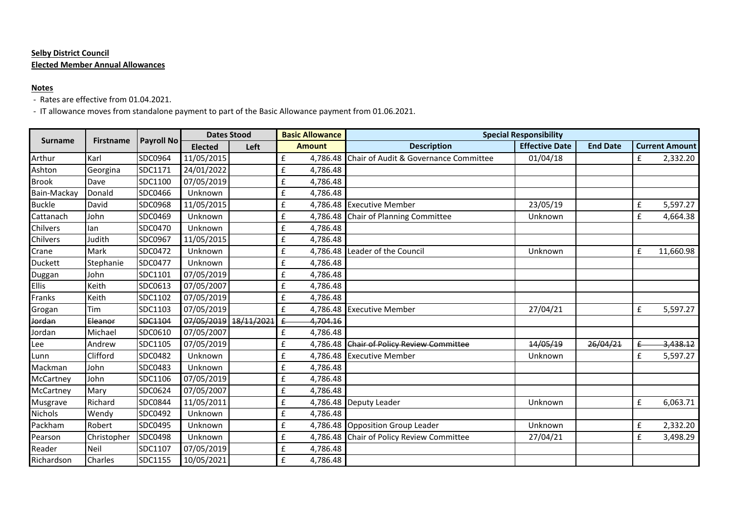**Selby District Council**

**Elected Member Annual Allowances**

**Notes**

- Rates are effective from 01.04.2021.
- IT allowance moves from standalone payment to part of the Basic Allowance payment from 01.06.2021.

| Surname | Firstname | Payroll No | Dates Stood | | Basic Allowance | Special Responsibility | | | |
|---|---|---|---|---|---|---|---|---|---|
| | | | Elected | Left | Amount | Description | Effective Date | End Date | Current Amount |
| Arthur | Karl | SDC0964 | 11/05/2015 | | £ 4,786.48 | Chair of Audit & Governance Committee | 01/04/18 | | £ 2,332.20 |
| Ashton | Georgina | SDC1171 | 24/01/2022 | | £ 4,786.48 | | | | |
| Brook | Dave | SDC1100 | 07/05/2019 | | £ 4,786.48 | | | | |
| Bain-Mackay | Donald | SDC0466 | Unknown | | £ 4,786.48 | | | | |
| Buckle | David | SDC0968 | 11/05/2015 | | £ 4,786.48 | Executive Member | 23/05/19 | | £ 5,597.27 |
| Cattanach | John | SDC0469 | Unknown | | £ 4,786.48 | Chair of Planning Committee | Unknown | | £ 4,664.38 |
| Chilvers | Ian | SDC0470 | Unknown | | £ 4,786.48 | | | | |
| Chilvers | Judith | SDC0967 | 11/05/2015 | | £ 4,786.48 | | | | |
| Crane | Mark | SDC0472 | Unknown | | £ 4,786.48 | Leader of the Council | Unknown | | £ 11,660.98 |
| Duckett | Stephanie | SDC0477 | Unknown | | £ 4,786.48 | | | | |
| Duggan | John | SDC1101 | 07/05/2019 | | £ 4,786.48 | | | | |
| Ellis | Keith | SDC0613 | 07/05/2007 | | £ 4,786.48 | | | | |
| Franks | Keith | SDC1102 | 07/05/2019 | | £ 4,786.48 | | | | |
| Grogan | Tim | SDC1103 | 07/05/2019 | | £ 4,786.48 | Executive Member | 27/04/21 | | £ 5,597.27 |
| ~~Jordan~~ | ~~Eleanor~~ | ~~SDC1104~~ | ~~07/05/2019~~ | ~~18/11/2021~~ | ~~£ 4,704.16~~ | | | | |
| Jordan | Michael | SDC0610 | 07/05/2007 | | £ 4,786.48 | | | | |
| Lee | Andrew | SDC1105 | 07/05/2019 | | £ 4,786.48 | ~~Chair of Policy Review Committee~~ | ~~14/05/19~~ | ~~26/04/21~~ | ~~£ 3,438.12~~ |
| Lunn | Clifford | SDC0482 | Unknown | | £ 4,786.48 | Executive Member | Unknown | | £ 5,597.27 |
| Mackman | John | SDC0483 | Unknown | | £ 4,786.48 | | | | |
| McCartney | John | SDC1106 | 07/05/2019 | | £ 4,786.48 | | | | |
| McCartney | Mary | SDC0624 | 07/05/2007 | | £ 4,786.48 | | | | |
| Musgrave | Richard | SDC0844 | 11/05/2011 | | £ 4,786.48 | Deputy Leader | Unknown | | £ 6,063.71 |
| Nichols | Wendy | SDC0492 | Unknown | | £ 4,786.48 | | | | |
| Packham | Robert | SDC0495 | Unknown | | £ 4,786.48 | Opposition Group Leader | Unknown | | £ 2,332.20 |
| Pearson | Christopher | SDC0498 | Unknown | | £ 4,786.48 | Chair of Policy Review Committee | 27/04/21 | | £ 3,498.29 |
| Reader | Neil | SDC1107 | 07/05/2019 | | £ 4,786.48 | | | | |
| Richardson | Charles | SDC1155 | 10/05/2021 | | £ 4,786.48 | | | | |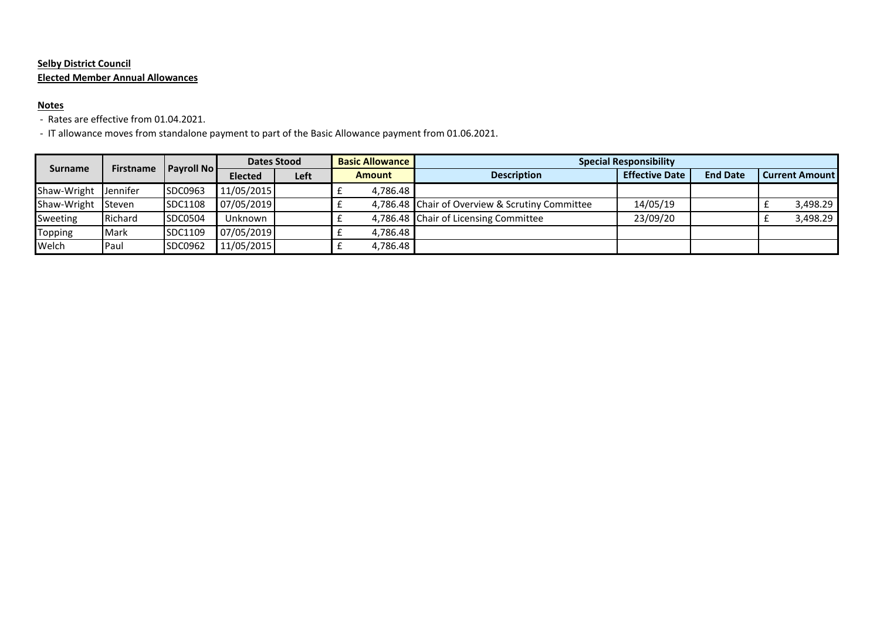**Selby District Council**
**Elected Member Annual Allowances**

**Notes**

- Rates are effective from 01.04.2021.
- IT allowance moves from standalone payment to part of the Basic Allowance payment from 01.06.2021.

| Surname | Firstname | Payroll No | Dates Stood | | Basic Allowance | Special Responsibility | | | |
|---|---|---|---|---|---|---|---|---|---|
| | | | Elected | Left | Amount | Description | Effective Date | End Date | Current Amount |
| Shaw-Wright | Jennifer | SDC0963 | 11/05/2015 | | £ 4,786.48 | | | | |
| Shaw-Wright | Steven | SDC1108 | 07/05/2019 | | £ 4,786.48 | Chair of Overview & Scrutiny Committee | 14/05/19 | | £ 3,498.29 |
| Sweeting | Richard | SDC0504 | Unknown | | £ 4,786.48 | Chair of Licensing Committee | 23/09/20 | | £ 3,498.29 |
| Topping | Mark | SDC1109 | 07/05/2019 | | £ 4,786.48 | | | | |
| Welch | Paul | SDC0962 | 11/05/2015 | | £ 4,786.48 | | | | |